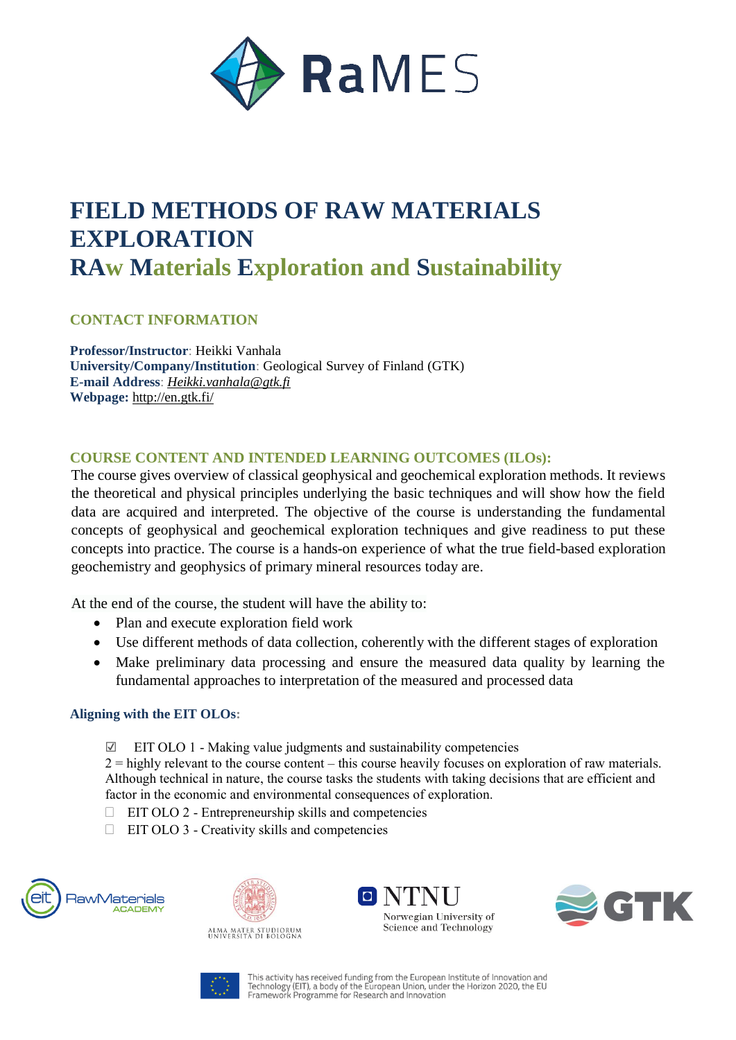RaMES

# FIELD METHODS OF RAW MATERIALS EXPLORATION

## RAw Materials Exploration and Sustainability

### CONTACT INFORMATION

**Professor/Instructor**: Heikki Vanhala
**University/Company/Institution**: Geological Survey of Finland (GTK)
**E-mail Address**: *Heikki.vanhala@gtk.fi*
**Webpage:** http://en.gtk.fi/

### COURSE CONTENT AND INTENDED LEARNING OUTCOMES (ILOs):

The course gives overview of classical geophysical and geochemical exploration methods. It reviews the theoretical and physical principles underlying the basic techniques and will show how the field data are acquired and interpreted. The objective of the course is understanding the fundamental concepts of geophysical and geochemical exploration techniques and give readiness to put these concepts into practice. The course is a hands-on experience of what the true field-based exploration geochemistry and geophysics of primary mineral resources today are.

At the end of the course, the student will have the ability to:

- Plan and execute exploration field work
- Use different methods of data collection, coherently with the different stages of exploration
- Make preliminary data processing and ensure the measured data quality by learning the fundamental approaches to interpretation of the measured and processed data

#### Aligning with the EIT OLOs:

☑ EIT OLO 1 - Making value judgments and sustainability competencies
2 = highly relevant to the course content – this course heavily focuses on exploration of raw materials. Although technical in nature, the course tasks the students with taking decisions that are efficient and factor in the economic and environmental consequences of exploration.

☐ EIT OLO 2 - Entrepreneurship skills and competencies

☐ EIT OLO 3 - Creativity skills and competencies

This activity has received funding from the European Institute of Innovation and Technology (EIT), a body of the European Union, under the Horizon 2020, the EU Framework Programme for Research and Innovation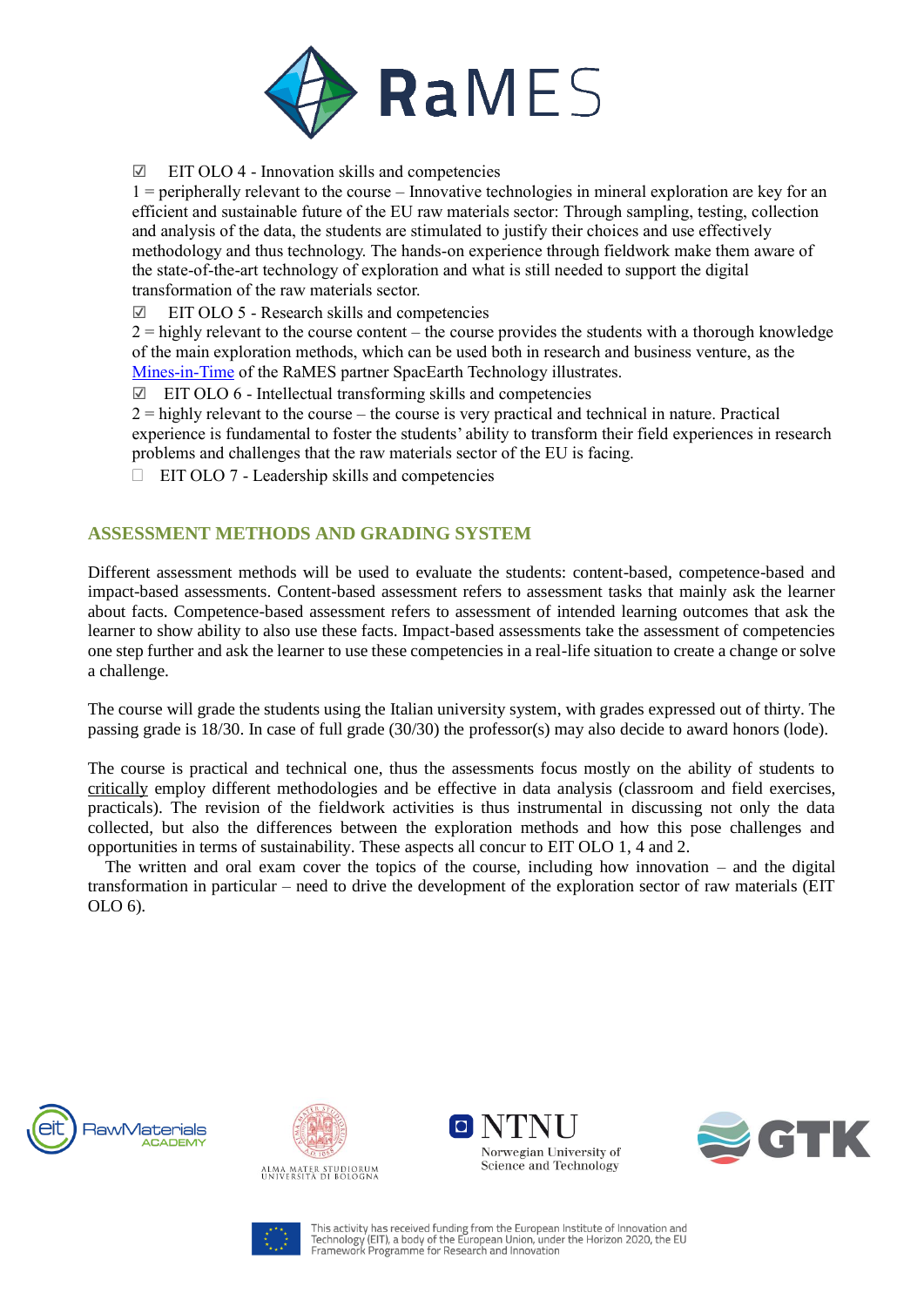- ☑ EIT OLO 4 - Innovation skills and competencies
  1 = peripherally relevant to the course – Innovative technologies in mineral exploration are key for an efficient and sustainable future of the EU raw materials sector: Through sampling, testing, collection and analysis of the data, the students are stimulated to justify their choices and use effectively methodology and thus technology. The hands-on experience through fieldwork make them aware of the state-of-the-art technology of exploration and what is still needed to support the digital transformation of the raw materials sector.
- ☑ EIT OLO 5 - Research skills and competencies
  2 = highly relevant to the course content – the course provides the students with a thorough knowledge of the main exploration methods, which can be used both in research and business venture, as the [Mines-in-Time]() of the RaMES partner SpaceEarth Technology illustrates.
- ☑ EIT OLO 6 - Intellectual transforming skills and competencies
  2 = highly relevant to the course – the course is very practical and technical in nature. Practical experience is fundamental to foster the students' ability to transform their field experiences in research problems and challenges that the raw materials sector of the EU is facing.
- ☐ EIT OLO 7 - Leadership skills and competencies

## ASSESSMENT METHODS AND GRADING SYSTEM

Different assessment methods will be used to evaluate the students: content-based, competence-based and impact-based assessments. Content-based assessment refers to assessment tasks that mainly ask the learner about facts. Competence-based assessment refers to assessment of intended learning outcomes that ask the learner to show ability to also use these facts. Impact-based assessments take the assessment of competencies one step further and ask the learner to use these competencies in a real-life situation to create a change or solve a challenge.

The course will grade the students using the Italian university system, with grades expressed out of thirty. The passing grade is 18/30. In case of full grade (30/30) the professor(s) may also decide to award honors (lode).

The course is practical and technical one, thus the assessments focus mostly on the ability of students to critically employ different methodologies and be effective in data analysis (classroom and field exercises, practicals). The revision of the fieldwork activities is thus instrumental in discussing not only the data collected, but also the differences between the exploration methods and how this pose challenges and opportunities in terms of sustainability. These aspects all concur to EIT OLO 1, 4 and 2.

The written and oral exam cover the topics of the course, including how innovation – and the digital transformation in particular – need to drive the development of the exploration sector of raw materials (EIT OLO 6).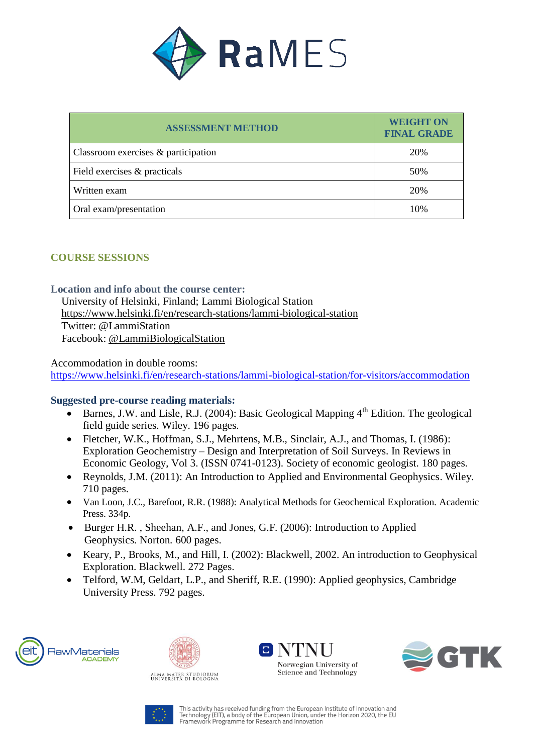| ASSESSMENT METHOD | WEIGHT ON FINAL GRADE |
|---|---|
| Classroom exercises & participation | 20% |
| Field exercises & practicals | 50% |
| Written exam | 20% |
| Oral exam/presentation | 10% |

## COURSE SESSIONS

**Location and info about the course center:**

University of Helsinki, Finland; Lammi Biological Station
https://www.helsinki.fi/en/research-stations/lammi-biological-station
Twitter: @LammiStation
Facebook: @LammiBiologicalStation

Accommodation in double rooms:
https://www.helsinki.fi/en/research-stations/lammi-biological-station/for-visitors/accommodation

**Suggested pre-course reading materials:**

- Barnes, J.W. and Lisle, R.J. (2004): Basic Geological Mapping 4th Edition. The geological field guide series. Wiley. 196 pages.
- Fletcher, W.K., Hoffman, S.J., Mehrtens, M.B., Sinclair, A.J., and Thomas, I. (1986): Exploration Geochemistry – Design and Interpretation of Soil Surveys. In Reviews in Economic Geology, Vol 3. (ISSN 0741-0123). Society of economic geologist. 180 pages.
- Reynolds, J.M. (2011): An Introduction to Applied and Environmental Geophysics. Wiley. 710 pages.
- Van Loon, J.C., Barefoot, R.R. (1988): Analytical Methods for Geochemical Exploration. Academic Press. 334p.
- Burger H.R. , Sheehan, A.F., and Jones, G.F. (2006): Introduction to Applied Geophysics. Norton. 600 pages.
- Keary, P., Brooks, M., and Hill, I. (2002): Blackwell, 2002. An introduction to Geophysical Exploration. Blackwell. 272 Pages.
- Telford, W.M, Geldart, L.P., and Sheriff, R.E. (1990): Applied geophysics, Cambridge University Press. 792 pages.

This activity has received funding from the European Institute of Innovation and Technology (EIT), a body of the European Union, under the Horizon 2020, the EU Framework Programme for Research and Innovation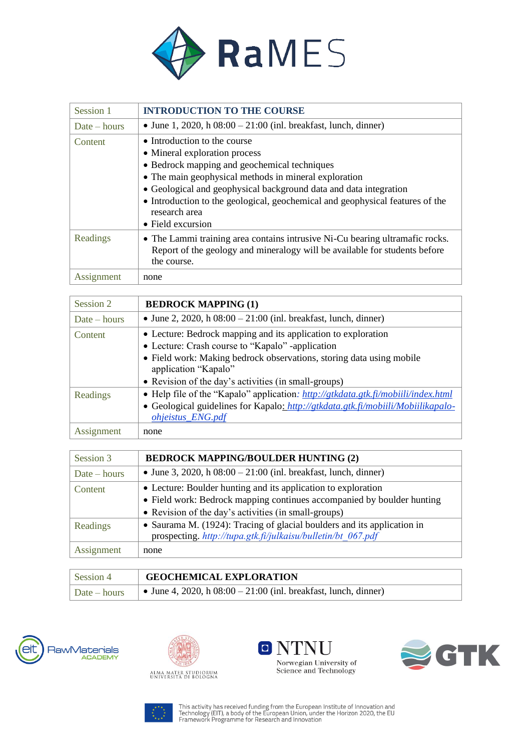| Session 1 | **INTRODUCTION TO THE COURSE** |
| --- | --- |
| Date – hours | • June 1, 2020, h 08:00 – 21:00 (inl. breakfast, lunch, dinner) |
| Content | • Introduction to the course<br>• Mineral exploration process<br>• Bedrock mapping and geochemical techniques<br>• The main geophysical methods in mineral exploration<br>• Geological and geophysical background data and data integration<br>• Introduction to the geological, geochemical and geophysical features of the research area<br>• Field excursion |
| Readings | • The Lammi training area contains intrusive Ni-Cu bearing ultramafic rocks. Report of the geology and mineralogy will be available for students before the course. |
| Assignment | none |

| Session 2 | **BEDROCK MAPPING (1)** |
| --- | --- |
| Date – hours | • June 2, 2020, h 08:00 – 21:00 (inl. breakfast, lunch, dinner) |
| Content | • Lecture: Bedrock mapping and its application to exploration<br>• Lecture: Crash course to "Kapalo" -application<br>• Field work: Making bedrock observations, storing data using mobile application "Kapalo"<br>• Revision of the day's activities (in small-groups) |
| Readings | • Help file of the "Kapalo" application: *http://gtkdata.gtk.fi/mobiili/index.html*<br>• Geological guidelines for Kapalo: *http://gtkdata.gtk.fi/mobiili/Mobiilikapalo-ohjeistus_ENG.pdf* |
| Assignment | none |

| Session 3 | **BEDROCK MAPPING/BOULDER HUNTING (2)** |
| --- | --- |
| Date – hours | • June 3, 2020, h 08:00 – 21:00 (inl. breakfast, lunch, dinner) |
| Content | • Lecture: Boulder hunting and its application to exploration<br>• Field work: Bedrock mapping continues accompanied by boulder hunting<br>• Revision of the day's activities (in small-groups) |
| Readings | • Saurama M. (1924): Tracing of glacial boulders and its application in prospecting. *http://tupa.gtk.fi/julkaisu/bulletin/bt_067.pdf* |
| Assignment | none |

| Session 4 | **GEOCHEMICAL EXPLORATION** |
| --- | --- |
| Date – hours | • June 4, 2020, h 08:00 – 21:00 (inl. breakfast, lunch, dinner) |

This activity has received funding from the European Institute of Innovation and Technology (EIT), a body of the European Union, under the Horizon 2020, the EU Framework Programme for Research and Innovation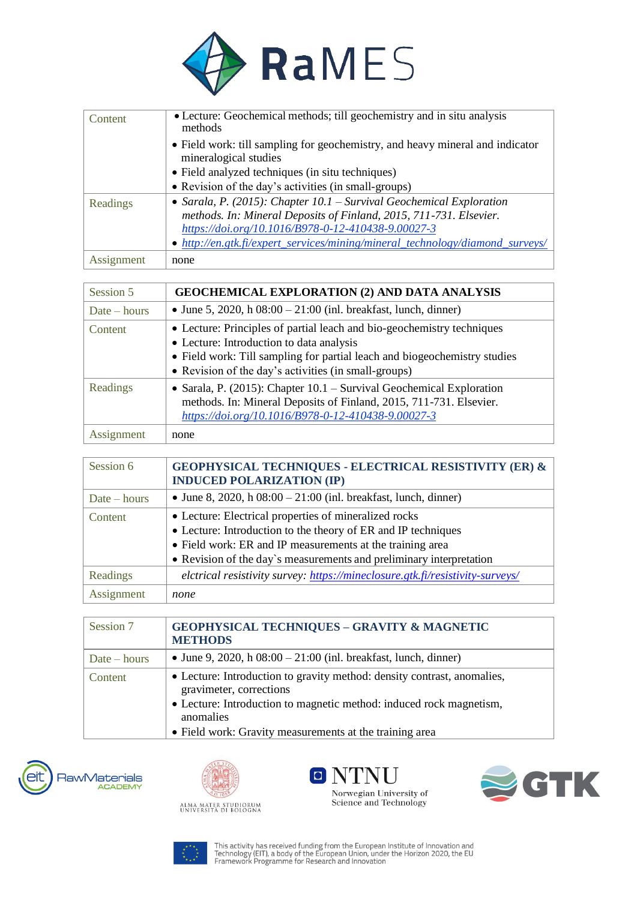| Content | • Lecture: Geochemical methods; till geochemistry and in situ analysis methods<br>• Field work: till sampling for geochemistry, and heavy mineral and indicator mineralogical studies<br>• Field analyzed techniques (in situ techniques)<br>• Revision of the day's activities (in small-groups) |
|---|---|
| Readings | • *Sarala, P. (2015): Chapter 10.1 – Survival Geochemical Exploration methods. In: Mineral Deposits of Finland, 2015, 711-731. Elsevier.* *https://doi.org/10.1016/B978-0-12-410438-9.00027-3*<br>• *http://en.gtk.fi/expert_services/mining/mineral_technology/diamond_surveys/* |
| Assignment | none |

| Session 5 | **GEOCHEMICAL EXPLORATION (2) AND DATA ANALYSIS** |
|---|---|
| Date – hours | • June 5, 2020, h 08:00 – 21:00 (inl. breakfast, lunch, dinner) |
| Content | • Lecture: Principles of partial leach and bio-geochemistry techniques<br>• Lecture: Introduction to data analysis<br>• Field work: Till sampling for partial leach and biogeochemistry studies<br>• Revision of the day's activities (in small-groups) |
| Readings | • Sarala, P. (2015): Chapter 10.1 – Survival Geochemical Exploration methods. In: Mineral Deposits of Finland, 2015, 711-731. Elsevier. *https://doi.org/10.1016/B978-0-12-410438-9.00027-3* |
| Assignment | none |

| Session 6 | **GEOPHYSICAL TECHNIQUES - ELECTRICAL RESISTIVITY (ER) & INDUCED POLARIZATION (IP)** |
|---|---|
| Date – hours | • June 8, 2020, h 08:00 – 21:00 (inl. breakfast, lunch, dinner) |
| Content | • Lecture: Electrical properties of mineralized rocks<br>• Lecture: Introduction to the theory of ER and IP techniques<br>• Field work: ER and IP measurements at the training area<br>• Revision of the day`s measurements and preliminary interpretation |
| Readings | *elctrical resistivity survey: https://mineclosure.gtk.fi/resistivity-surveys/* |
| Assignment | *none* |

| Session 7 | **GEOPHYSICAL TECHNIQUES – GRAVITY & MAGNETIC METHODS** |
|---|---|
| Date – hours | • June 9, 2020, h 08:00 – 21:00 (inl. breakfast, lunch, dinner) |
| Content | • Lecture: Introduction to gravity method: density contrast, anomalies, gravimeter, corrections<br>• Lecture: Introduction to magnetic method: induced rock magnetism, anomalies<br>• Field work: Gravity measurements at the training area |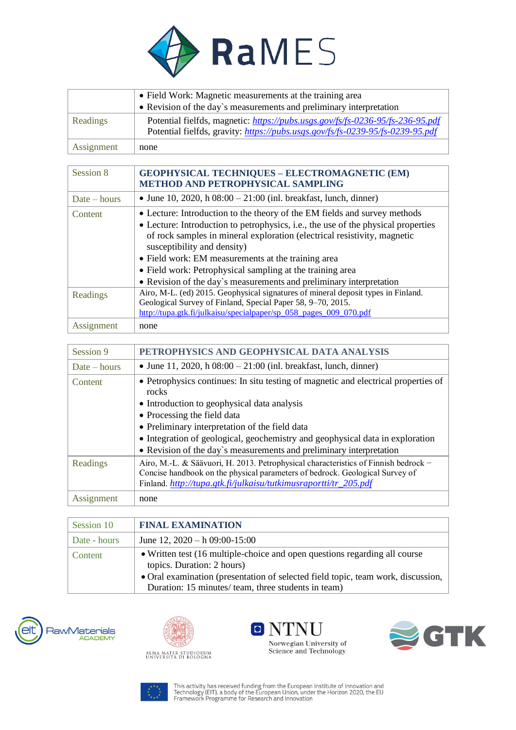| | |
|---|---|
| | • Field Work: Magnetic measurements at the training area<br>• Revision of the day`s measurements and preliminary interpretation |
| Readings | Potential fielfds, magnetic: *https://pubs.usgs.gov/fs/fs-0236-95/fs-236-95.pdf*<br>Potential fielfds, gravity: *https://pubs.usgs.gov/fs/fs-0239-95/fs-0239-95.pdf* |
| Assignment | none |

| Session 8 | **GEOPHYSICAL TECHNIQUES – ELECTROMAGNETIC (EM) METHOD AND PETROPHYSICAL SAMPLING** |
|---|---|
| Date – hours | • June 10, 2020, h 08:00 – 21:00 (inl. breakfast, lunch, dinner) |
| Content | • Lecture: Introduction to the theory of the EM fields and survey methods<br>• Lecture: Introduction to petrophysics, i.e., the use of the physical properties of rock samples in mineral exploration (electrical resistivity, magnetic susceptibility and density)<br>• Field work: EM measurements at the training area<br>• Field work: Petrophysical sampling at the training area<br>• Revision of the day`s measurements and preliminary interpretation |
| Readings | Airo, M-L. (ed) 2015. Geophysical signatures of mineral deposit types in Finland. Geological Survey of Finland, Special Paper 58, 9–70, 2015. http://tupa.gtk.fi/julkaisu/specialpaper/sp_058_pages_009_070.pdf |
| Assignment | none |

| Session 9 | **PETROPHYSICS AND GEOPHYSICAL DATA ANALYSIS** |
|---|---|
| Date – hours | • June 11, 2020, h 08:00 – 21:00 (inl. breakfast, lunch, dinner) |
| Content | • Petrophysics continues: In situ testing of magnetic and electrical properties of rocks<br>• Introduction to geophysical data analysis<br>• Processing the field data<br>• Preliminary interpretation of the field data<br>• Integration of geological, geochemistry and geophysical data in exploration<br>• Revision of the day`s measurements and preliminary interpretation |
| Readings | Airo, M.-L. & Säävuori, H. 2013. Petrophysical characteristics of Finnish bedrock – Concise handbook on the physical parameters of bedrock. Geological Survey of Finland. *http://tupa.gtk.fi/julkaisu/tutkimusraportti/tr_205.pdf* |
| Assignment | none |

| Session 10 | **FINAL EXAMINATION** |
|---|---|
| Date - hours | June 12, 2020 – h 09:00-15:00 |
| Content | • Written test (16 multiple-choice and open questions regarding all course topics. Duration: 2 hours)<br>• Oral examination (presentation of selected field topic, team work, discussion, Duration: 15 minutes/ team, three students in team) |

This activity has received funding from the European Institute of Innovation and Technology (EIT), a body of the European Union, under the Horizon 2020, the EU Framework Programme for Research and Innovation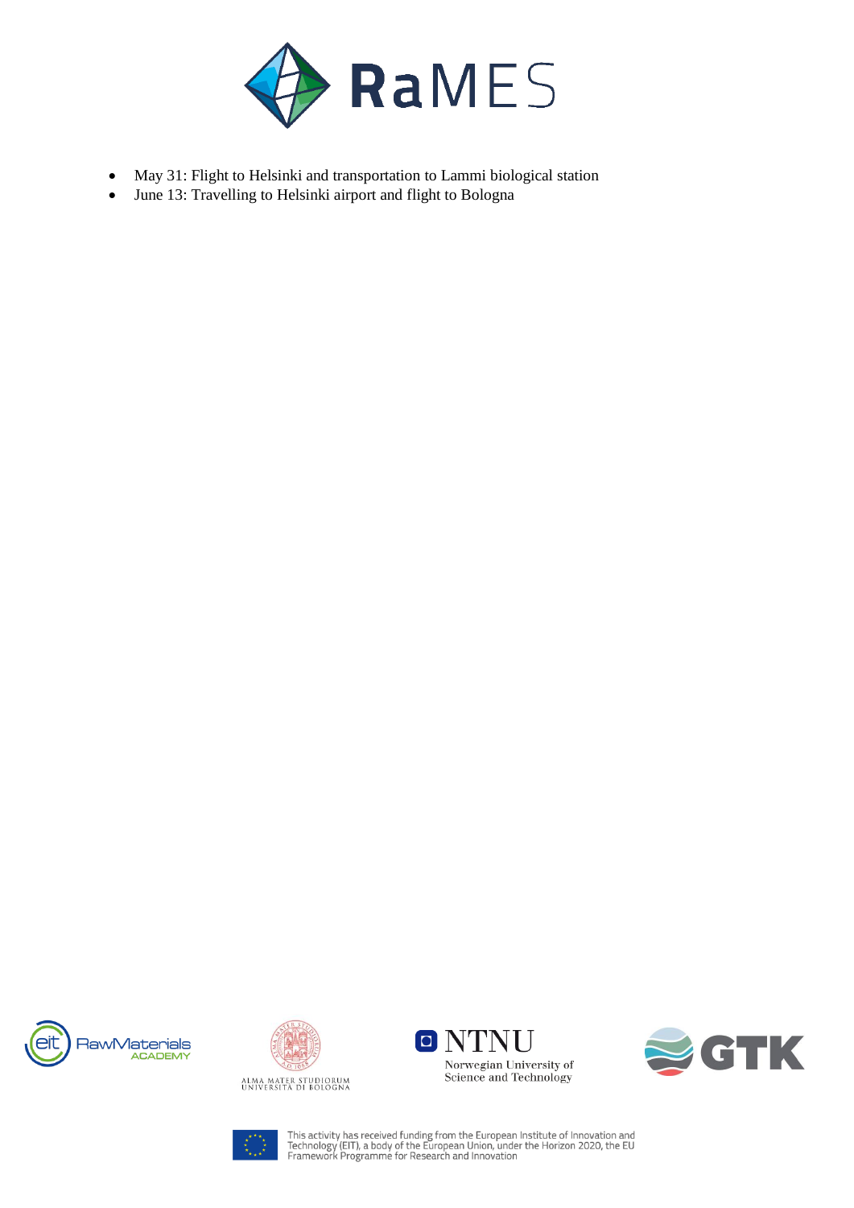- May 31: Flight to Helsinki and transportation to Lammi biological station
- June 13: Travelling to Helsinki airport and flight to Bologna